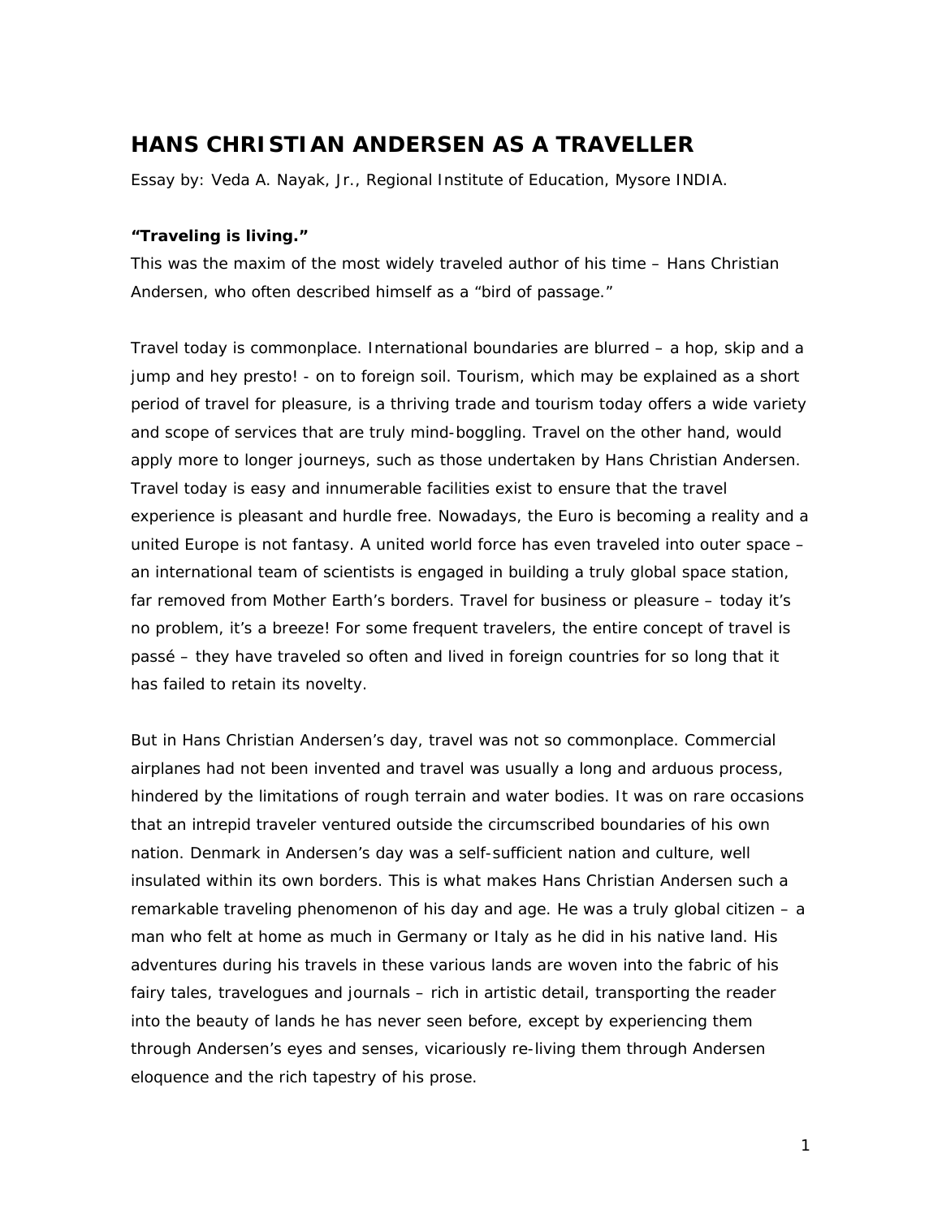# HANS CHRISTIAN ANDERSEN AS A TRAVELLER

Essay by: Veda A. Nayak, Jr., Regional Institute of Education, Mysore INDIA.

**"Traveling is living."**

This was the maxim of the most widely traveled author of his time – Hans Christian Andersen, who often described himself as a "bird of passage."

Travel today is commonplace. International boundaries are blurred – a hop, skip and a jump and hey presto! - on to foreign soil. Tourism, which may be explained as a short period of travel for pleasure, is a thriving trade and tourism today offers a wide variety and scope of services that are truly mind-boggling. Travel on the other hand, would apply more to longer journeys, such as those undertaken by Hans Christian Andersen. Travel today is easy and innumerable facilities exist to ensure that the travel experience is pleasant and hurdle free. Nowadays, the Euro is becoming a reality and a united Europe is not fantasy. A united world force has even traveled into outer space – an international team of scientists is engaged in building a truly global space station, far removed from Mother Earth's borders. Travel for business or pleasure – today it's no problem, it's a breeze! For some frequent travelers, the entire concept of travel is passé – they have traveled so often and lived in foreign countries for so long that it has failed to retain its novelty.

But in Hans Christian Andersen's day, travel was not so commonplace. Commercial airplanes had not been invented and travel was usually a long and arduous process, hindered by the limitations of rough terrain and water bodies. It was on rare occasions that an intrepid traveler ventured outside the circumscribed boundaries of his own nation. Denmark in Andersen's day was a self-sufficient nation and culture, well insulated within its own borders. This is what makes Hans Christian Andersen such a remarkable traveling phenomenon of his day and age. He was a truly global citizen – a man who felt at home as much in Germany or Italy as he did in his native land. His adventures during his travels in these various lands are woven into the fabric of his fairy tales, travelogues and journals – rich in artistic detail, transporting the reader into the beauty of lands he has never seen before, except by experiencing them through Andersen's eyes and senses, vicariously re-living them through Andersen eloquence and the rich tapestry of his prose.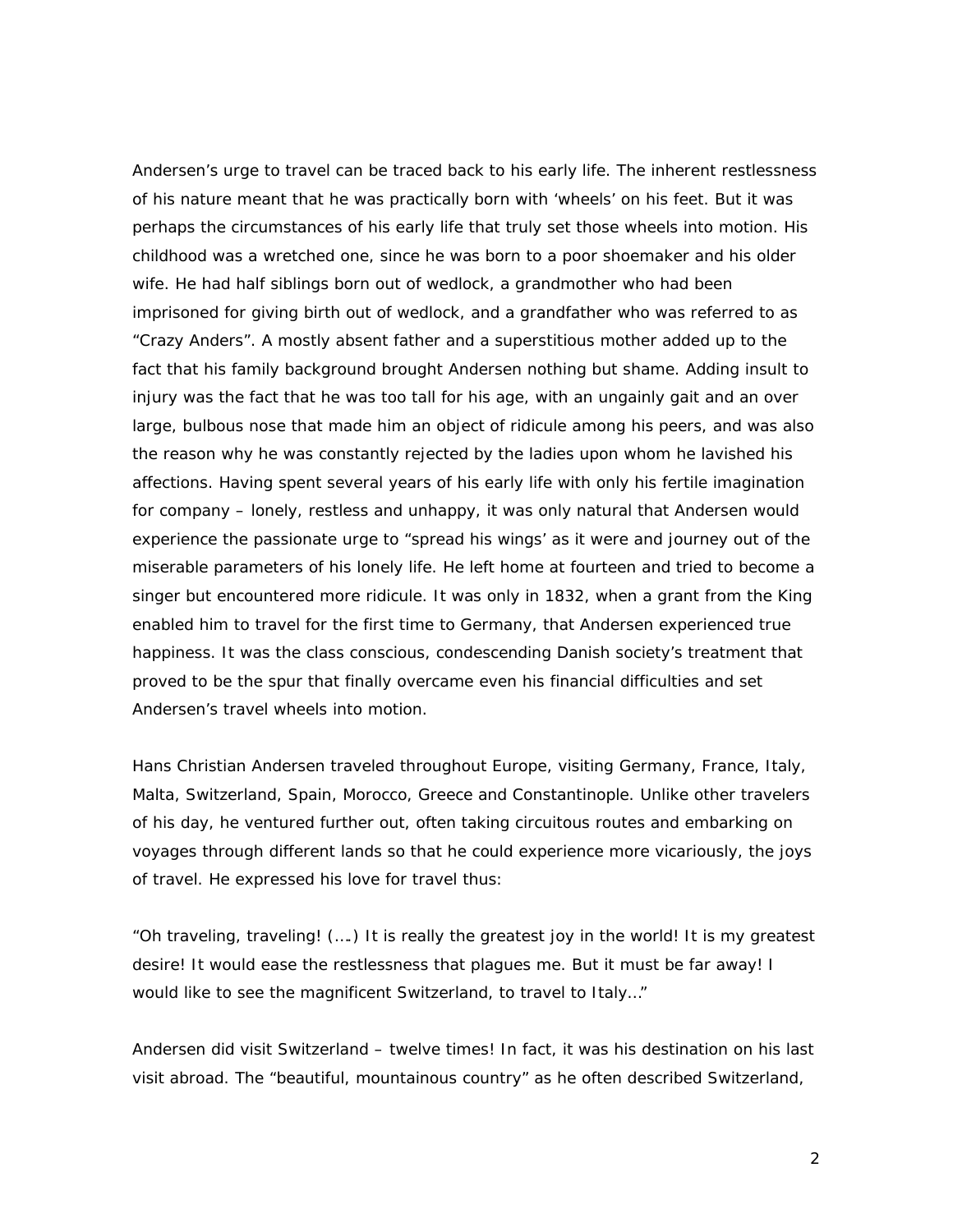Andersen's urge to travel can be traced back to his early life. The inherent restlessness of his nature meant that he was practically born with 'wheels' on his feet. But it was perhaps the circumstances of his early life that truly set those wheels into motion. His childhood was a wretched one, since he was born to a poor shoemaker and his older wife. He had half siblings born out of wedlock, a grandmother who had been imprisoned for giving birth out of wedlock, and a grandfather who was referred to as "Crazy Anders". A mostly absent father and a superstitious mother added up to the fact that his family background brought Andersen nothing but shame. Adding insult to injury was the fact that he was too tall for his age, with an ungainly gait and an over large, bulbous nose that made him an object of ridicule among his peers, and was also the reason why he was constantly rejected by the ladies upon whom he lavished his affections. Having spent several years of his early life with only his fertile imagination for company – lonely, restless and unhappy, it was only natural that Andersen would experience the passionate urge to "spread his wings' as it were and journey out of the miserable parameters of his lonely life. He left home at fourteen and tried to become a singer but encountered more ridicule. It was only in 1832, when a grant from the King enabled him to travel for the first time to Germany, that Andersen experienced true happiness. It was the class conscious, condescending Danish society's treatment that proved to be the spur that finally overcame even his financial difficulties and set Andersen's travel wheels into motion.

Hans Christian Andersen traveled throughout Europe, visiting Germany, France, Italy, Malta, Switzerland, Spain, Morocco, Greece and Constantinople. Unlike other travelers of his day, he ventured further out, often taking circuitous routes and embarking on voyages through different lands so that he could experience more vicariously, the joys of travel. He expressed his love for travel thus:

"Oh traveling, traveling! (….) It is really the greatest joy in the world! It is my greatest desire! It would ease the restlessness that plagues me. But it must be far away! I would like to see the magnificent Switzerland, to travel to Italy…"

Andersen did visit Switzerland – twelve times! In fact, it was his destination on his last visit abroad. The "beautiful, mountainous country" as he often described Switzerland,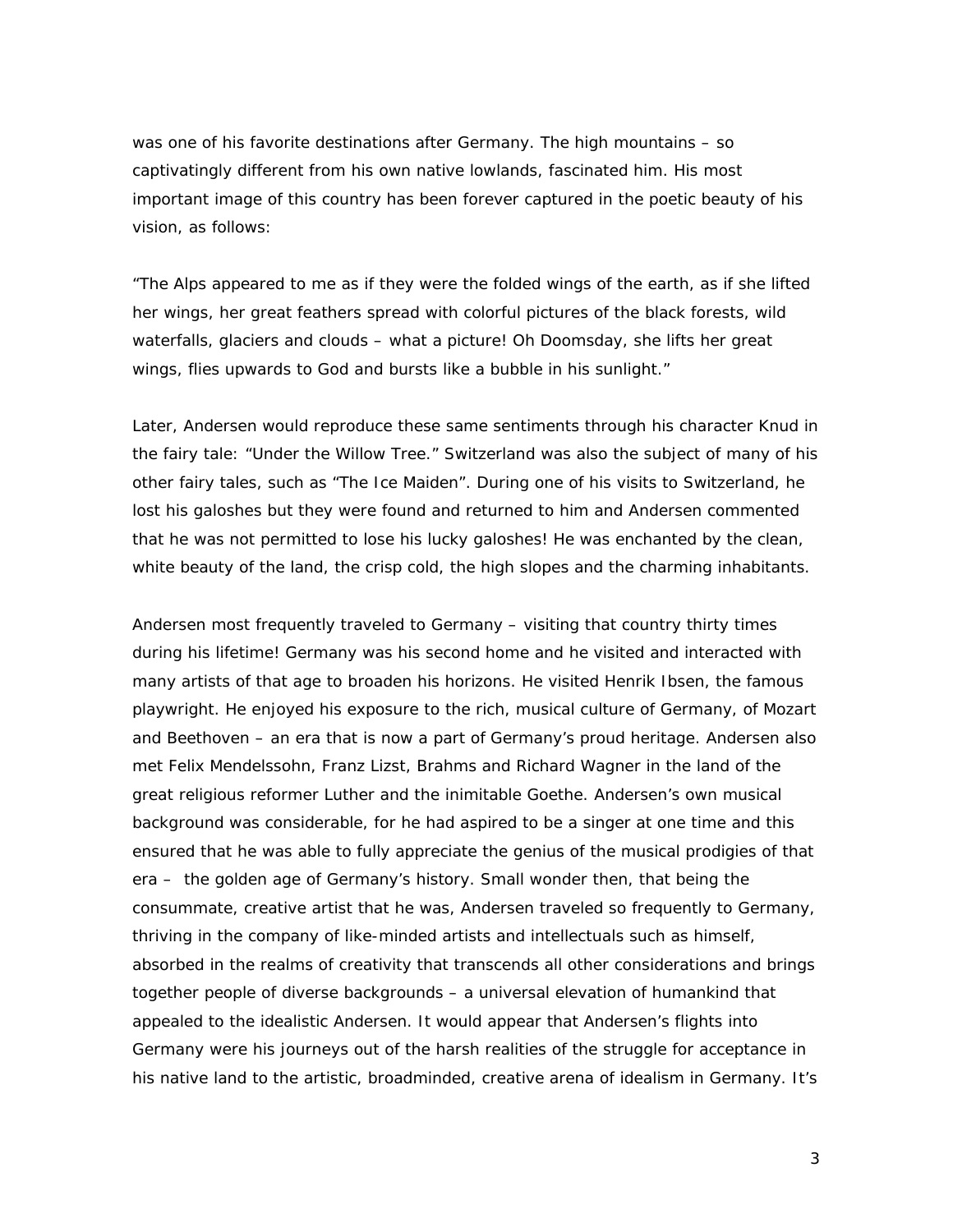was one of his favorite destinations after Germany. The high mountains – so captivatingly different from his own native lowlands, fascinated him. His most important image of this country has been forever captured in the poetic beauty of his vision, as follows:

"The Alps appeared to me as if they were the folded wings of the earth, as if she lifted her wings, her great feathers spread with colorful pictures of the black forests, wild waterfalls, glaciers and clouds – what a picture! Oh Doomsday, she lifts her great wings, flies upwards to God and bursts like a bubble in his sunlight."

Later, Andersen would reproduce these same sentiments through his character Knud in the fairy tale: "Under the Willow Tree." Switzerland was also the subject of many of his other fairy tales, such as "The Ice Maiden". During one of his visits to Switzerland, he lost his galoshes but they were found and returned to him and Andersen commented that he was not permitted to lose his lucky galoshes! He was enchanted by the clean, white beauty of the land, the crisp cold, the high slopes and the charming inhabitants.

Andersen most frequently traveled to Germany – visiting that country thirty times during his lifetime! Germany was his second home and he visited and interacted with many artists of that age to broaden his horizons. He visited Henrik Ibsen, the famous playwright. He enjoyed his exposure to the rich, musical culture of Germany, of Mozart and Beethoven – an era that is now a part of Germany's proud heritage. Andersen also met Felix Mendelssohn, Franz Lizst, Brahms and Richard Wagner in the land of the great religious reformer Luther and the inimitable Goethe. Andersen's own musical background was considerable, for he had aspired to be a singer at one time and this ensured that he was able to fully appreciate the genius of the musical prodigies of that era – the golden age of Germany's history. Small wonder then, that being the consummate, creative artist that he was, Andersen traveled so frequently to Germany, thriving in the company of like-minded artists and intellectuals such as himself, absorbed in the realms of creativity that transcends all other considerations and brings together people of diverse backgrounds – a universal elevation of humankind that appealed to the idealistic Andersen. It would appear that Andersen's flights into Germany were his journeys out of the harsh realities of the struggle for acceptance in his native land to the artistic, broadminded, creative arena of idealism in Germany. It's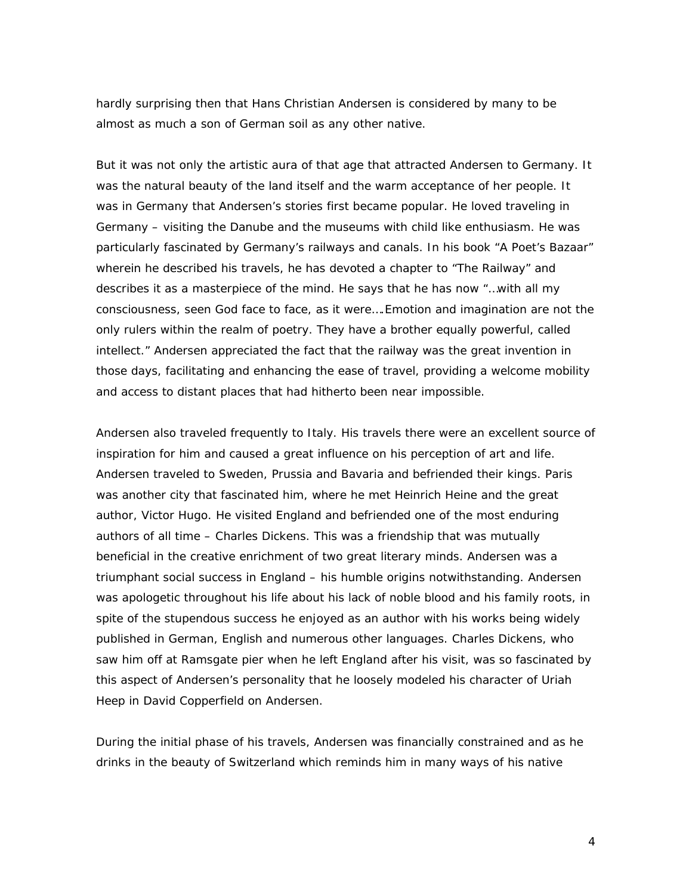hardly surprising then that Hans Christian Andersen is considered by many to be almost as much a son of German soil as any other native.

But it was not only the artistic aura of that age that attracted Andersen to Germany. It was the natural beauty of the land itself and the warm acceptance of her people. It was in Germany that Andersen's stories first became popular. He loved traveling in Germany – visiting the Danube and the museums with child like enthusiasm. He was particularly fascinated by Germany's railways and canals. In his book "A Poet's Bazaar" wherein he described his travels, he has devoted a chapter to "The Railway" and describes it as a masterpiece of the mind. He says that he has now "…with all my consciousness, seen God face to face, as it were….Emotion and imagination are not the only rulers within the realm of poetry. They have a brother equally powerful, called intellect." Andersen appreciated the fact that the railway was the great invention in those days, facilitating and enhancing the ease of travel, providing a welcome mobility and access to distant places that had hitherto been near impossible.

Andersen also traveled frequently to Italy. His travels there were an excellent source of inspiration for him and caused a great influence on his perception of art and life. Andersen traveled to Sweden, Prussia and Bavaria and befriended their kings. Paris was another city that fascinated him, where he met Heinrich Heine and the great author, Victor Hugo. He visited England and befriended one of the most enduring authors of all time – Charles Dickens. This was a friendship that was mutually beneficial in the creative enrichment of two great literary minds. Andersen was a triumphant social success in England – his humble origins notwithstanding. Andersen was apologetic throughout his life about his lack of noble blood and his family roots, in spite of the stupendous success he enjoyed as an author with his works being widely published in German, English and numerous other languages. Charles Dickens, who saw him off at Ramsgate pier when he left England after his visit, was so fascinated by this aspect of Andersen's personality that he loosely modeled his character of Uriah Heep in David Copperfield on Andersen.

During the initial phase of his travels, Andersen was financially constrained and as he drinks in the beauty of Switzerland which reminds him in many ways of his native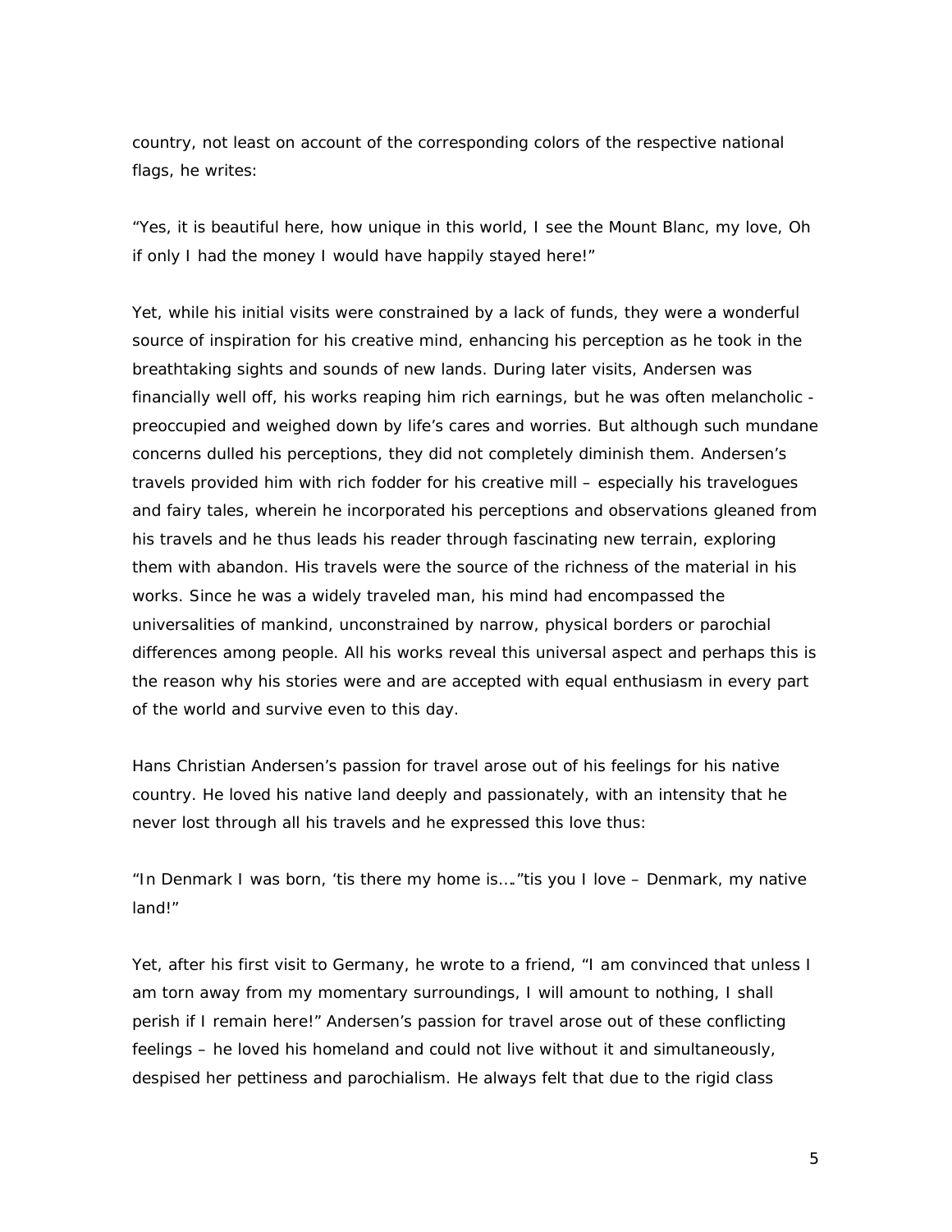country, not least on account of the corresponding colors of the respective national flags, he writes:

"Yes, it is beautiful here, how unique in this world, I see the Mount Blanc, my love, Oh if only I had the money I would have happily stayed here!"

Yet, while his initial visits were constrained by a lack of funds, they were a wonderful source of inspiration for his creative mind, enhancing his perception as he took in the breathtaking sights and sounds of new lands. During later visits, Andersen was financially well off, his works reaping him rich earnings, but he was often melancholic - preoccupied and weighed down by life's cares and worries. But although such mundane concerns dulled his perceptions, they did not completely diminish them. Andersen's travels provided him with rich fodder for his creative mill – especially his travelogues and fairy tales, wherein he incorporated his perceptions and observations gleaned from his travels and he thus leads his reader through fascinating new terrain, exploring them with abandon. His travels were the source of the richness of the material in his works. Since he was a widely traveled man, his mind had encompassed the universalities of mankind, unconstrained by narrow, physical borders or parochial differences among people. All his works reveal this universal aspect and perhaps this is the reason why his stories were and are accepted with equal enthusiasm in every part of the world and survive even to this day.

Hans Christian Andersen's passion for travel arose out of his feelings for his native country. He loved his native land deeply and passionately, with an intensity that he never lost through all his travels and he expressed this love thus:

"In Denmark I was born, 'tis there my home is…."tis you I love – Denmark, my native land!"

Yet, after his first visit to Germany, he wrote to a friend, "I am convinced that unless I am torn away from my momentary surroundings, I will amount to nothing, I shall perish if I remain here!" Andersen's passion for travel arose out of these conflicting feelings – he loved his homeland and could not live without it and simultaneously, despised her pettiness and parochialism. He always felt that due to the rigid class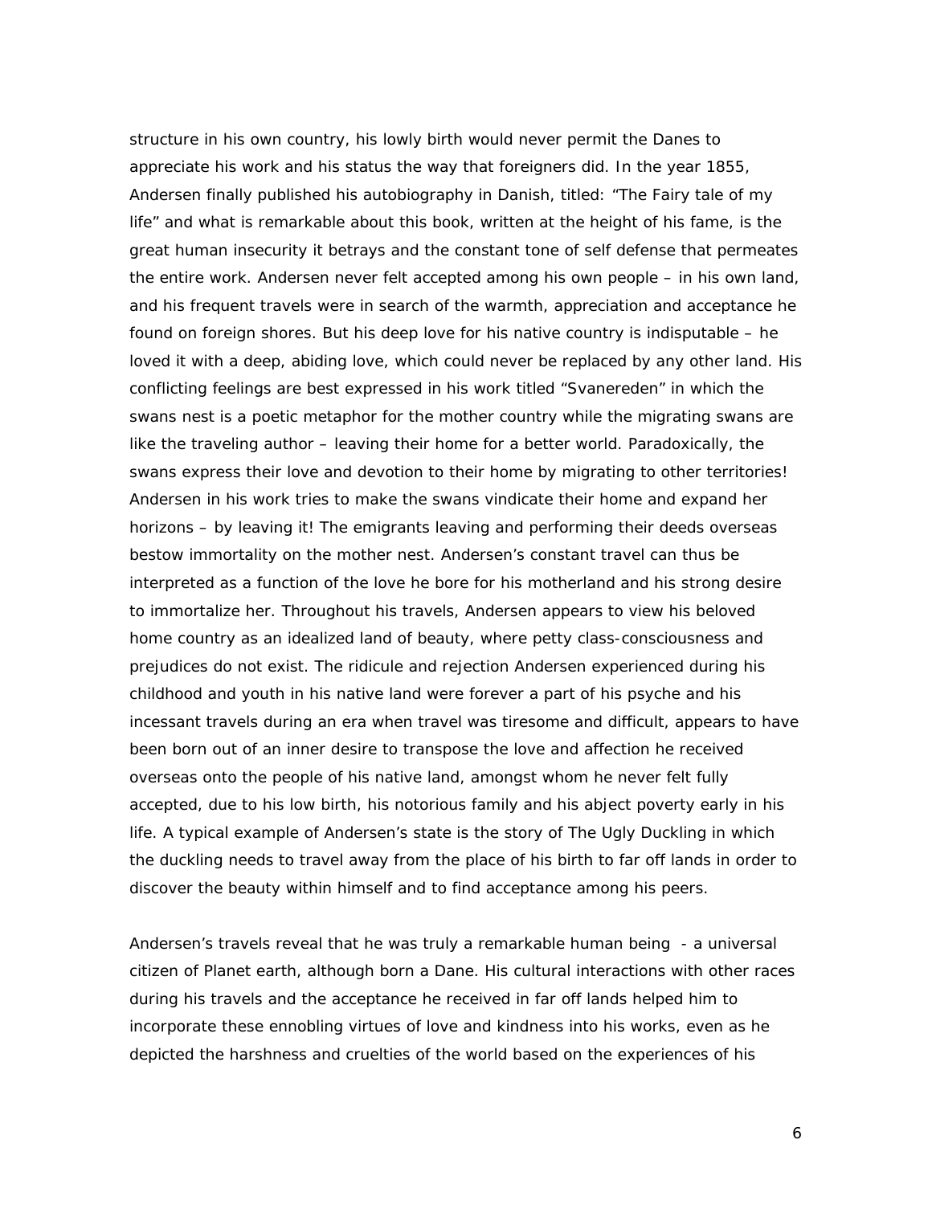structure in his own country, his lowly birth would never permit the Danes to appreciate his work and his status the way that foreigners did. In the year 1855, Andersen finally published his autobiography in Danish, titled: "The Fairy tale of my life" and what is remarkable about this book, written at the height of his fame, is the great human insecurity it betrays and the constant tone of self defense that permeates the entire work. Andersen never felt accepted among his own people – in his own land, and his frequent travels were in search of the warmth, appreciation and acceptance he found on foreign shores. But his deep love for his native country is indisputable – he loved it with a deep, abiding love, which could never be replaced by any other land. His conflicting feelings are best expressed in his work titled "Svanereden" in which the swans nest is a poetic metaphor for the mother country while the migrating swans are like the traveling author – leaving their home for a better world. Paradoxically, the swans express their love and devotion to their home by migrating to other territories! Andersen in his work tries to make the swans vindicate their home and expand her horizons – by leaving it! The emigrants leaving and performing their deeds overseas bestow immortality on the mother nest. Andersen's constant travel can thus be interpreted as a function of the love he bore for his motherland and his strong desire to immortalize her. Throughout his travels, Andersen appears to view his beloved home country as an idealized land of beauty, where petty class-consciousness and prejudices do not exist. The ridicule and rejection Andersen experienced during his childhood and youth in his native land were forever a part of his psyche and his incessant travels during an era when travel was tiresome and difficult, appears to have been born out of an inner desire to transpose the love and affection he received overseas onto the people of his native land, amongst whom he never felt fully accepted, due to his low birth, his notorious family and his abject poverty early in his life. A typical example of Andersen's state is the story of The Ugly Duckling in which the duckling needs to travel away from the place of his birth to far off lands in order to discover the beauty within himself and to find acceptance among his peers.

Andersen's travels reveal that he was truly a remarkable human being - a universal citizen of Planet earth, although born a Dane. His cultural interactions with other races during his travels and the acceptance he received in far off lands helped him to incorporate these ennobling virtues of love and kindness into his works, even as he depicted the harshness and cruelties of the world based on the experiences of his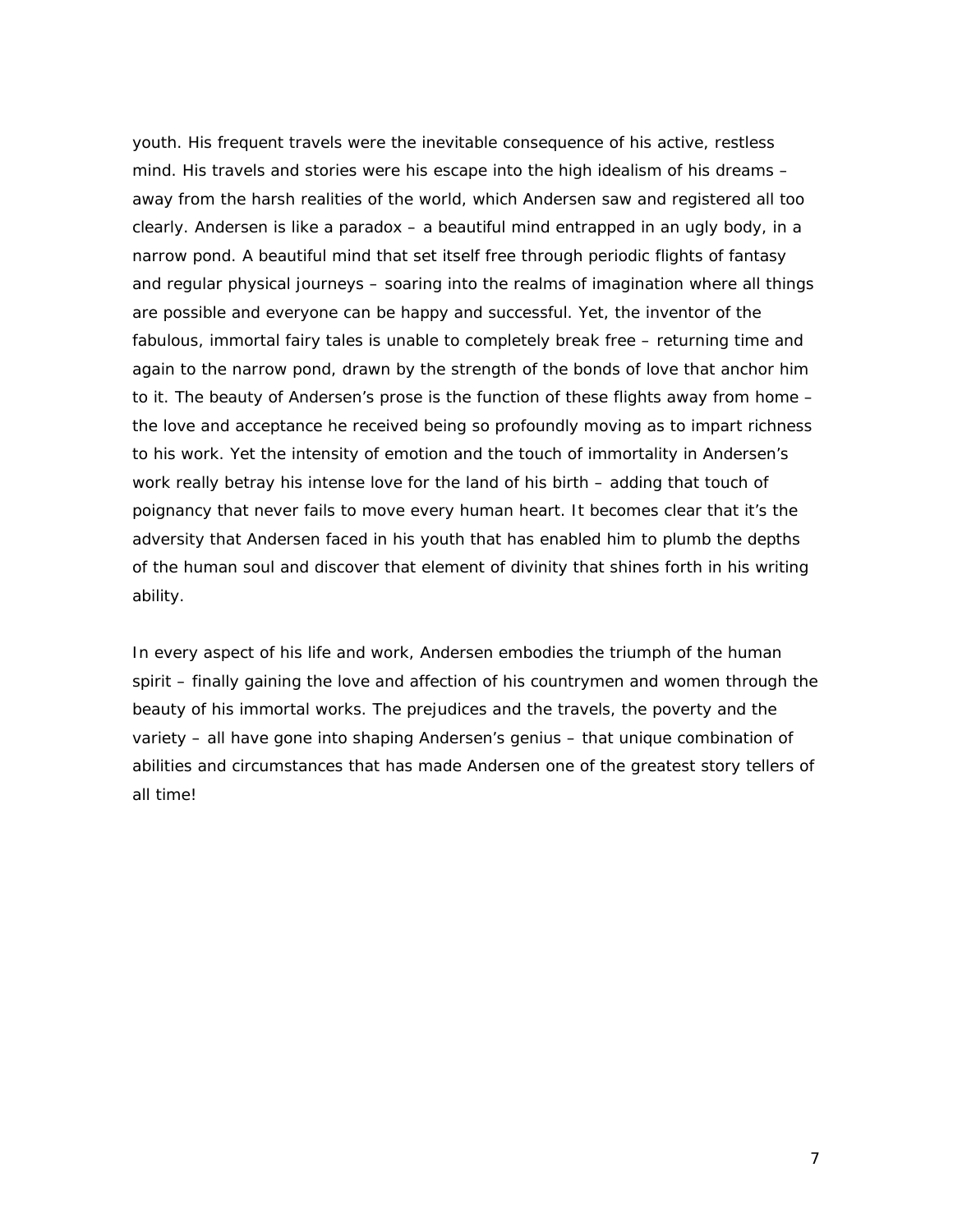youth. His frequent travels were the inevitable consequence of his active, restless mind. His travels and stories were his escape into the high idealism of his dreams – away from the harsh realities of the world, which Andersen saw and registered all too clearly. Andersen is like a paradox – a beautiful mind entrapped in an ugly body, in a narrow pond. A beautiful mind that set itself free through periodic flights of fantasy and regular physical journeys – soaring into the realms of imagination where all things are possible and everyone can be happy and successful. Yet, the inventor of the fabulous, immortal fairy tales is unable to completely break free – returning time and again to the narrow pond, drawn by the strength of the bonds of love that anchor him to it. The beauty of Andersen's prose is the function of these flights away from home – the love and acceptance he received being so profoundly moving as to impart richness to his work. Yet the intensity of emotion and the touch of immortality in Andersen's work really betray his intense love for the land of his birth – adding that touch of poignancy that never fails to move every human heart. It becomes clear that it's the adversity that Andersen faced in his youth that has enabled him to plumb the depths of the human soul and discover that element of divinity that shines forth in his writing ability.

In every aspect of his life and work, Andersen embodies the triumph of the human spirit – finally gaining the love and affection of his countrymen and women through the beauty of his immortal works. The prejudices and the travels, the poverty and the variety – all have gone into shaping Andersen's genius – that unique combination of abilities and circumstances that has made Andersen one of the greatest story tellers of all time!